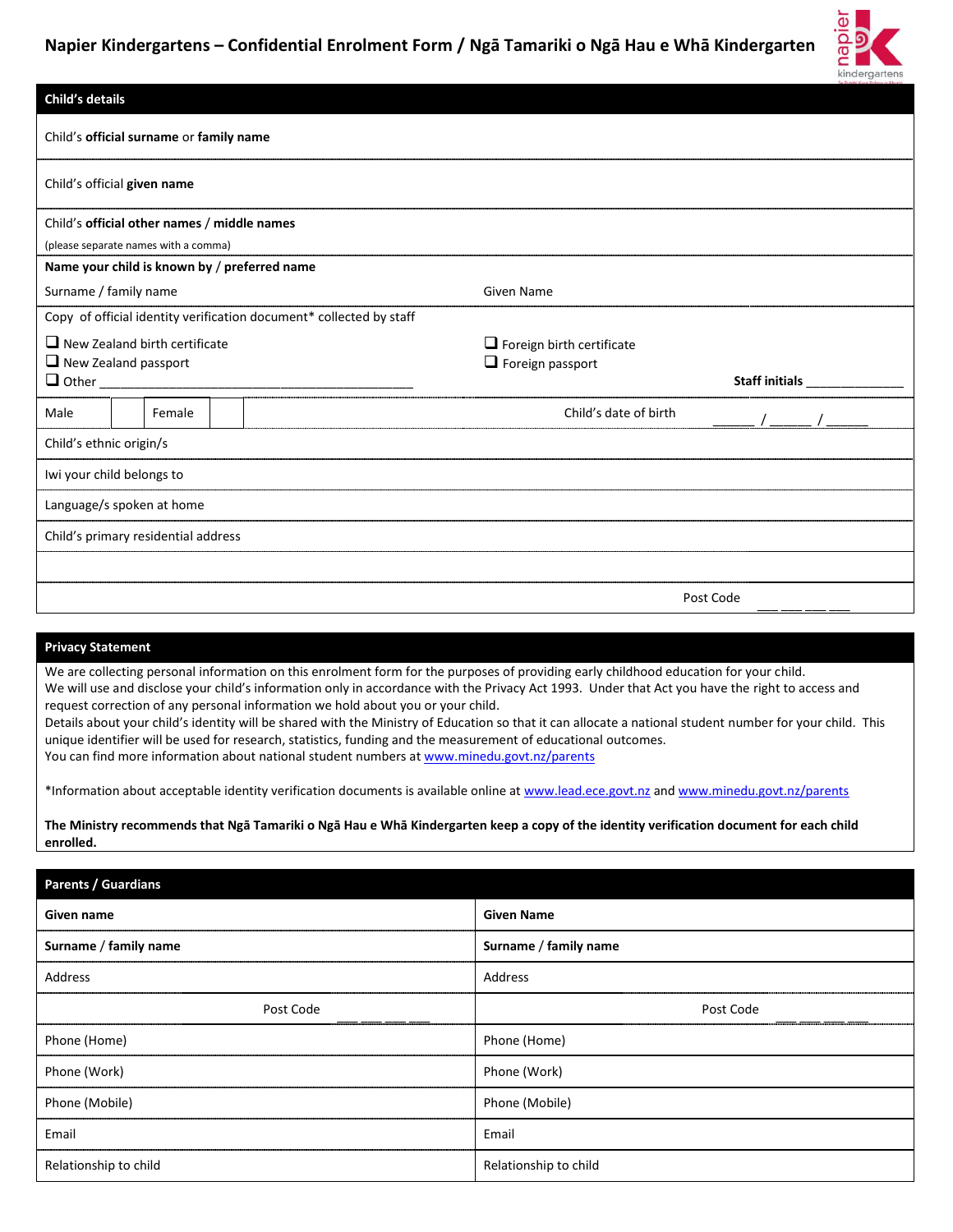# Napier Kindergartens – Confidential Enrolment Form / Ngā Tamariki o Ngā Hau e Whā Kindergarten

## Child's details

Child's **official surname** or **family name**

Child's official **given name**

Child's **official other names / middle names**
(please separate names with a comma)

**Name your child is known by / preferred name**

| Surname / family name | Given Name |
|---|---|

Copy of official identity verification document* collected by staff

- ❑ New Zealand birth certificate
- ❑ New Zealand passport
- ❑ Other ___________________________________________
- ❑ Foreign birth certificate
- ❑ Foreign passport

**Staff initials** ______________

| Male | | Female | | Child's date of birth | ______ / ______ / ______ |
|---|---|---|---|---|---|

Child's ethnic origin/s

Iwi your child belongs to

Language/s spoken at home

Child's primary residential address

Post Code ___ ___ ___ ___

## Privacy Statement

We are collecting personal information on this enrolment form for the purposes of providing early childhood education for your child.
We will use and disclose your child's information only in accordance with the Privacy Act 1993. Under that Act you have the right to access and request correction of any personal information we hold about you or your child.
Details about your child's identity will be shared with the Ministry of Education so that it can allocate a national student number for your child. This unique identifier will be used for research, statistics, funding and the measurement of educational outcomes.
You can find more information about national student numbers at www.minedu.govt.nz/parents

*Information about acceptable identity verification documents is available online at www.lead.ece.govt.nz and www.minedu.govt.nz/parents

**The Ministry recommends that Ngā Tamariki o Ngā Hau e Whā Kindergarten keep a copy of the identity verification document for each child enrolled.**

## Parents / Guardians

| **Given name** | **Given Name** |
|---|---|
| **Surname / family name** | **Surname / family name** |
| Address | Address |
| Post Code ___ ___ ___ ___ | Post Code ___ ___ ___ ___ |
| Phone (Home) | Phone (Home) |
| Phone (Work) | Phone (Work) |
| Phone (Mobile) | Phone (Mobile) |
| Email | Email |
| Relationship to child | Relationship to child |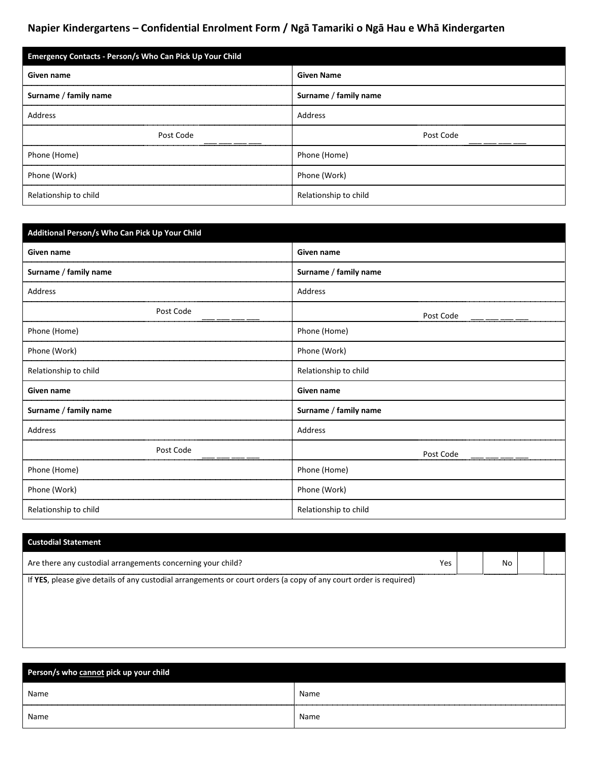# Napier Kindergartens – Confidential Enrolment Form / Ngā Tamariki o Ngā Hau e Whā Kindergarten

| Emergency Contacts - Person/s Who Can Pick Up Your Child | |
|---|---|
| **Given name** | **Given Name** |
| **Surname / family name** | **Surname / family name** |
| Address | Address |
| Post Code ___ ___ ___ ___ | Post Code ___ ___ ___ ___ |
| Phone (Home) | Phone (Home) |
| Phone (Work) | Phone (Work) |
| Relationship to child | Relationship to child |

| Additional Person/s Who Can Pick Up Your Child | |
|---|---|
| **Given name** | **Given name** |
| **Surname / family name** | **Surname / family name** |
| Address | Address |
| Post Code ___ ___ ___ ___ | Post Code ___ ___ ___ ___ |
| Phone (Home) | Phone (Home) |
| Phone (Work) | Phone (Work) |
| Relationship to child | Relationship to child |
| **Given name** | **Given name** |
| **Surname / family name** | **Surname / family name** |
| Address | Address |
| Post Code ___ ___ ___ ___ | Post Code ___ ___ ___ ___ |
| Phone (Home) | Phone (Home) |
| Phone (Work) | Phone (Work) |
| Relationship to child | Relationship to child |

| Custodial Statement | | | | |
|---|---|---|---|---|
| Are there any custodial arrangements concerning your child? | Yes | | No | |
| If **YES**, please give details of any custodial arrangements or court orders (a copy of any court order is required) | | | | |

| Person/s who <u>cannot</u> pick up your child | |
|---|---|
| Name | Name |
| Name | Name |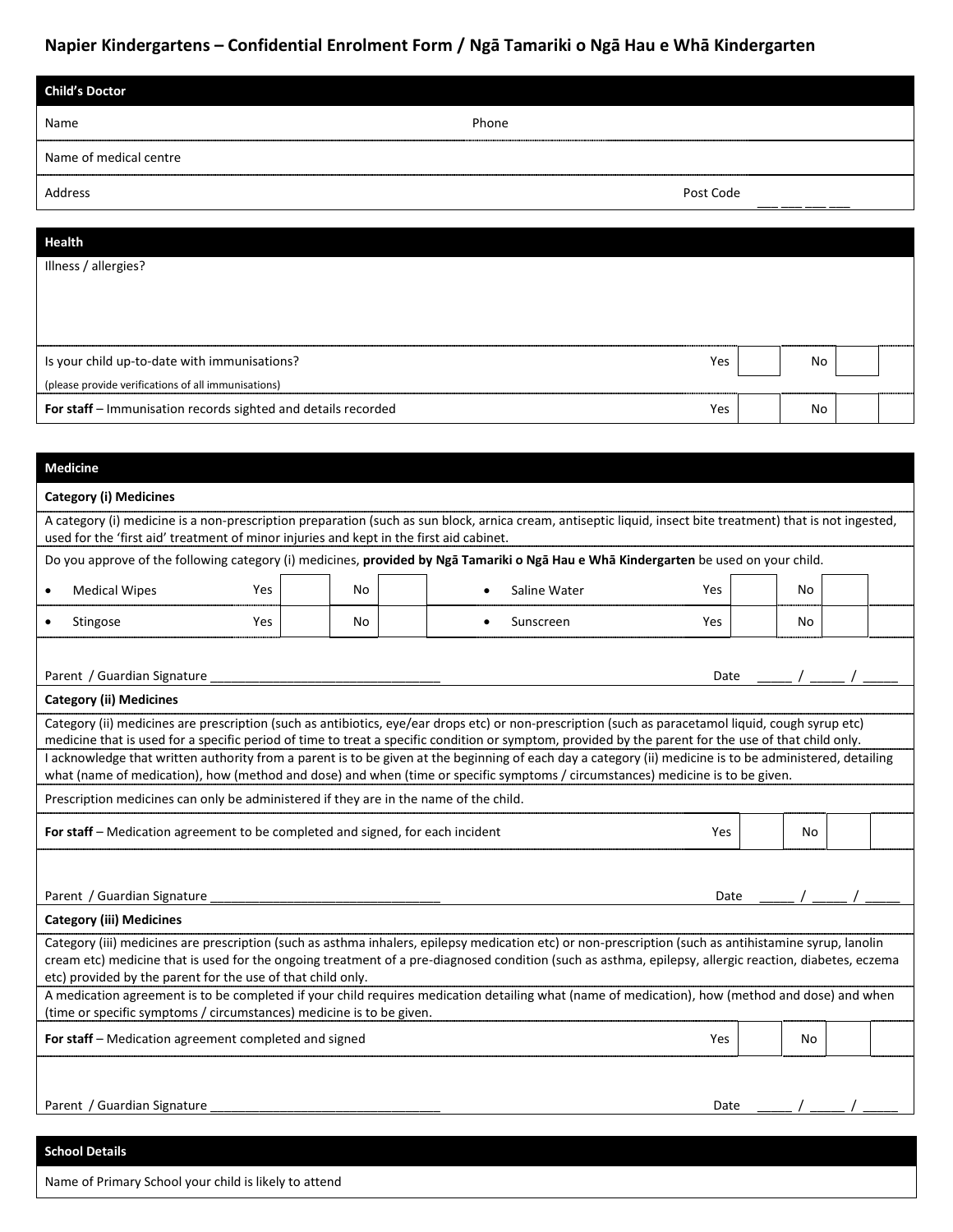# Napier Kindergartens – Confidential Enrolment Form / Ngā Tamariki o Ngā Hau e Whā Kindergarten

## Child's Doctor

| Name | Phone |
|---|---|
| Name of medical centre | |
| Address | Post Code ___ ___ ___ ___ |

## Health

Illness / allergies?

| | Yes | | No | |
|---|---|---|---|---|
| Is your child up-to-date with immunisations? (please provide verifications of all immunisations) | Yes | | No | |
| **For staff** – Immunisation records sighted and details recorded | Yes | | No | |

## Medicine

### Category (i) Medicines

A category (i) medicine is a non-prescription preparation (such as sun block, arnica cream, antiseptic liquid, insect bite treatment) that is not ingested, used for the 'first aid' treatment of minor injuries and kept in the first aid cabinet.

Do you approve of the following category (i) medicines, **provided by Ngā Tamariki o Ngā Hau e Whā Kindergarten** be used on your child.

| | Yes | | No | | | Yes | | No | |
|---|---|---|---|---|---|---|---|---|---|
| • Medical Wipes | Yes | | No | | • Saline Water | Yes | | No | |
| • Stingose | Yes | | No | | • Sunscreen | Yes | | No | |

Parent / Guardian Signature ________________________________ Date _____ / _____ / _____

### Category (ii) Medicines

Category (ii) medicines are prescription (such as antibiotics, eye/ear drops etc) or non-prescription (such as paracetamol liquid, cough syrup etc) medicine that is used for a specific period of time to treat a specific condition or symptom, provided by the parent for the use of that child only.

I acknowledge that written authority from a parent is to be given at the beginning of each day a category (ii) medicine is to be administered, detailing what (name of medication), how (method and dose) and when (time or specific symptoms / circumstances) medicine is to be given.

Prescription medicines can only be administered if they are in the name of the child.

| | Yes | | No | |
|---|---|---|---|---|
| **For staff** – Medication agreement to be completed and signed, for each incident | Yes | | No | |

Parent / Guardian Signature ________________________________ Date _____ / _____ / _____

### Category (iii) Medicines

Category (iii) medicines are prescription (such as asthma inhalers, epilepsy medication etc) or non-prescription (such as antihistamine syrup, lanolin cream etc) medicine that is used for the ongoing treatment of a pre-diagnosed condition (such as asthma, epilepsy, allergic reaction, diabetes, eczema etc) provided by the parent for the use of that child only.

A medication agreement is to be completed if your child requires medication detailing what (name of medication), how (method and dose) and when (time or specific symptoms / circumstances) medicine is to be given.

| | Yes | | No | |
|---|---|---|---|---|
| **For staff** – Medication agreement completed and signed | Yes | | No | |

Parent / Guardian Signature ________________________________ Date _____ / _____ / _____

## School Details

Name of Primary School your child is likely to attend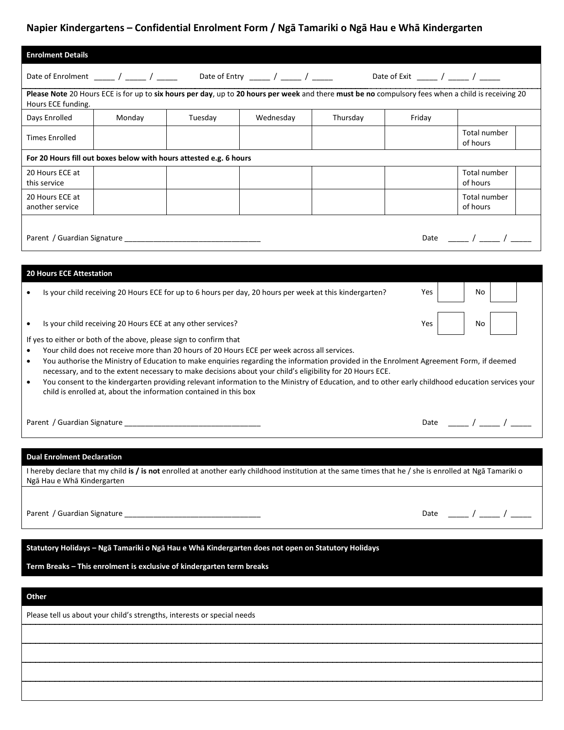# Napier Kindergartens – Confidential Enrolment Form / Ngā Tamariki o Ngā Hau e Whā Kindergarten

## Enrolment Details

Date of Enrolment _____ / _____ / _____  Date of Entry _____ / _____ / _____  Date of Exit _____ / _____ / _____

**Please Note** 20 Hours ECE is for up to **six hours per day**, up to **20 hours per week** and there **must be no** compulsory fees when a child is receiving 20 Hours ECE funding.

| Days Enrolled | Monday | Tuesday | Wednesday | Thursday | Friday | | |
|---|---|---|---|---|---|---|---|
| Times Enrolled | | | | | | Total number of hours | |
| **For 20 Hours fill out boxes below with hours attested e.g. 6 hours** | | | | | | | |
| 20 Hours ECE at this service | | | | | | Total number of hours | |
| 20 Hours ECE at another service | | | | | | Total number of hours | |

Parent / Guardian Signature ________________________________  Date _____ / _____ / _____

## 20 Hours ECE Attestation

- Is your child receiving 20 Hours ECE for up to 6 hours per day, 20 hours per week at this kindergarten? Yes ☐ No ☐
- Is your child receiving 20 Hours ECE at any other services? Yes ☐ No ☐

If yes to either or both of the above, please sign to confirm that

- Your child does not receive more than 20 hours of 20 Hours ECE per week across all services.
- You authorise the Ministry of Education to make enquiries regarding the information provided in the Enrolment Agreement Form, if deemed necessary, and to the extent necessary to make decisions about your child's eligibility for 20 Hours ECE.
- You consent to the kindergarten providing relevant information to the Ministry of Education, and to other early childhood education services your child is enrolled at, about the information contained in this box

Parent / Guardian Signature ________________________________  Date _____ / _____ / _____

## Dual Enrolment Declaration

I hereby declare that my child **is / is not** enrolled at another early childhood institution at the same times that he / she is enrolled at Ngā Tamariki o Ngā Hau e Whā Kindergarten

Parent / Guardian Signature ________________________________  Date _____ / _____ / _____

**Statutory Holidays – Ngā Tamariki o Ngā Hau e Whā Kindergarten does not open on Statutory Holidays**

**Term Breaks – This enrolment is exclusive of kindergarten term breaks**

## Other

Please tell us about your child's strengths, interests or special needs

______________________________________________

______________________________________________

______________________________________________

______________________________________________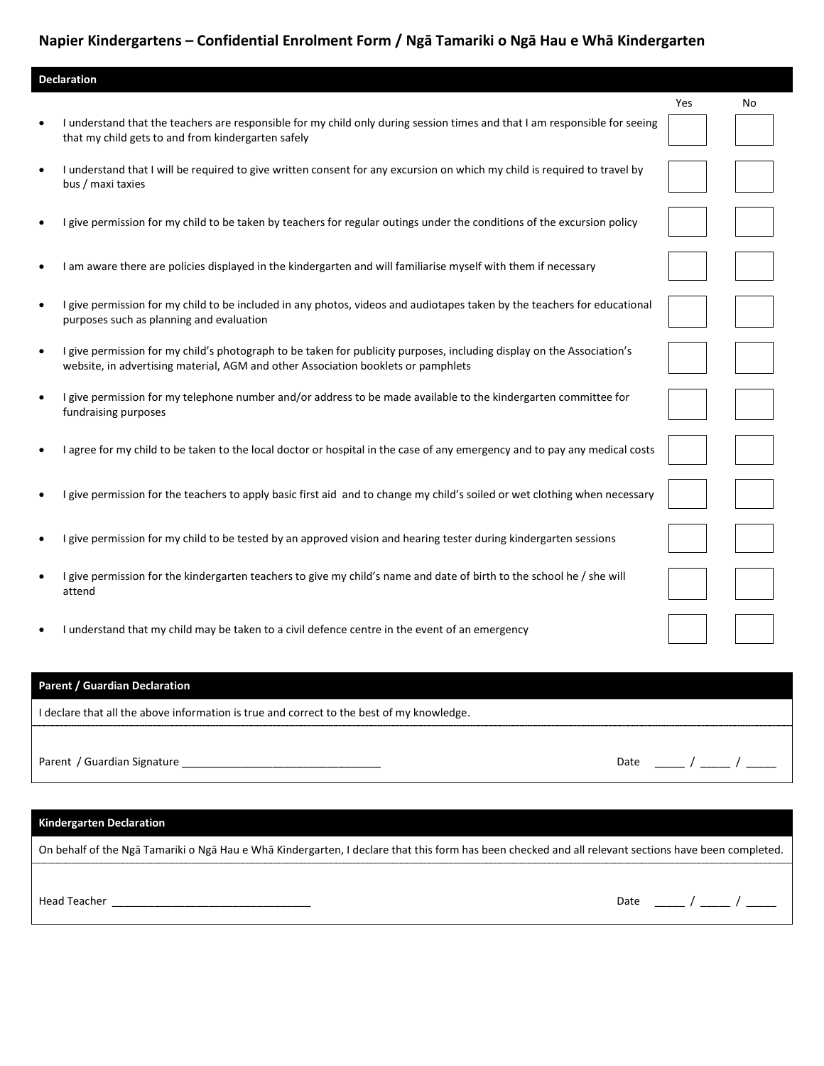# Napier Kindergartens – Confidential Enrolment Form / Ngā Tamariki o Ngā Hau e Whā Kindergarten

## Declaration

| | Yes | No |
|---|---|---|
| I understand that the teachers are responsible for my child only during session times and that I am responsible for seeing that my child gets to and from kindergarten safely | ☐ | ☐ |
| I understand that I will be required to give written consent for any excursion on which my child is required to travel by bus / maxi taxies | ☐ | ☐ |
| I give permission for my child to be taken by teachers for regular outings under the conditions of the excursion policy | ☐ | ☐ |
| I am aware there are policies displayed in the kindergarten and will familiarise myself with them if necessary | ☐ | ☐ |
| I give permission for my child to be included in any photos, videos and audiotapes taken by the teachers for educational purposes such as planning and evaluation | ☐ | ☐ |
| I give permission for my child's photograph to be taken for publicity purposes, including display on the Association's website, in advertising material, AGM and other Association booklets or pamphlets | ☐ | ☐ |
| I give permission for my telephone number and/or address to be made available to the kindergarten committee for fundraising purposes | ☐ | ☐ |
| I agree for my child to be taken to the local doctor or hospital in the case of any emergency and to pay any medical costs | ☐ | ☐ |
| I give permission for the teachers to apply basic first aid and to change my child's soiled or wet clothing when necessary | ☐ | ☐ |
| I give permission for my child to be tested by an approved vision and hearing tester during kindergarten sessions | ☐ | ☐ |
| I give permission for the kindergarten teachers to give my child's name and date of birth to the school he / she will attend | ☐ | ☐ |
| I understand that my child may be taken to a civil defence centre in the event of an emergency | ☐ | ☐ |

## Parent / Guardian Declaration

I declare that all the above information is true and correct to the best of my knowledge.

Parent / Guardian Signature _________________________________ Date _____ / _____ / _____

## Kindergarten Declaration

On behalf of the Ngā Tamariki o Ngā Hau e Whā Kindergarten, I declare that this form has been checked and all relevant sections have been completed.

Head Teacher _________________________________ Date _____ / _____ / _____